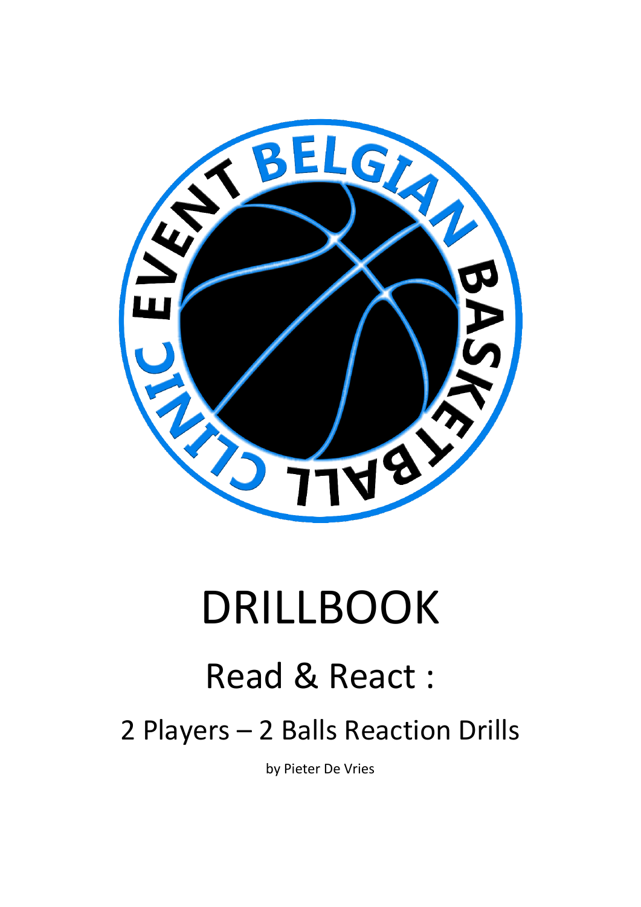# DRILLBOOK

## Read & React :

### 2 Players – 2 Balls Reaction Drills

by Pieter De Vries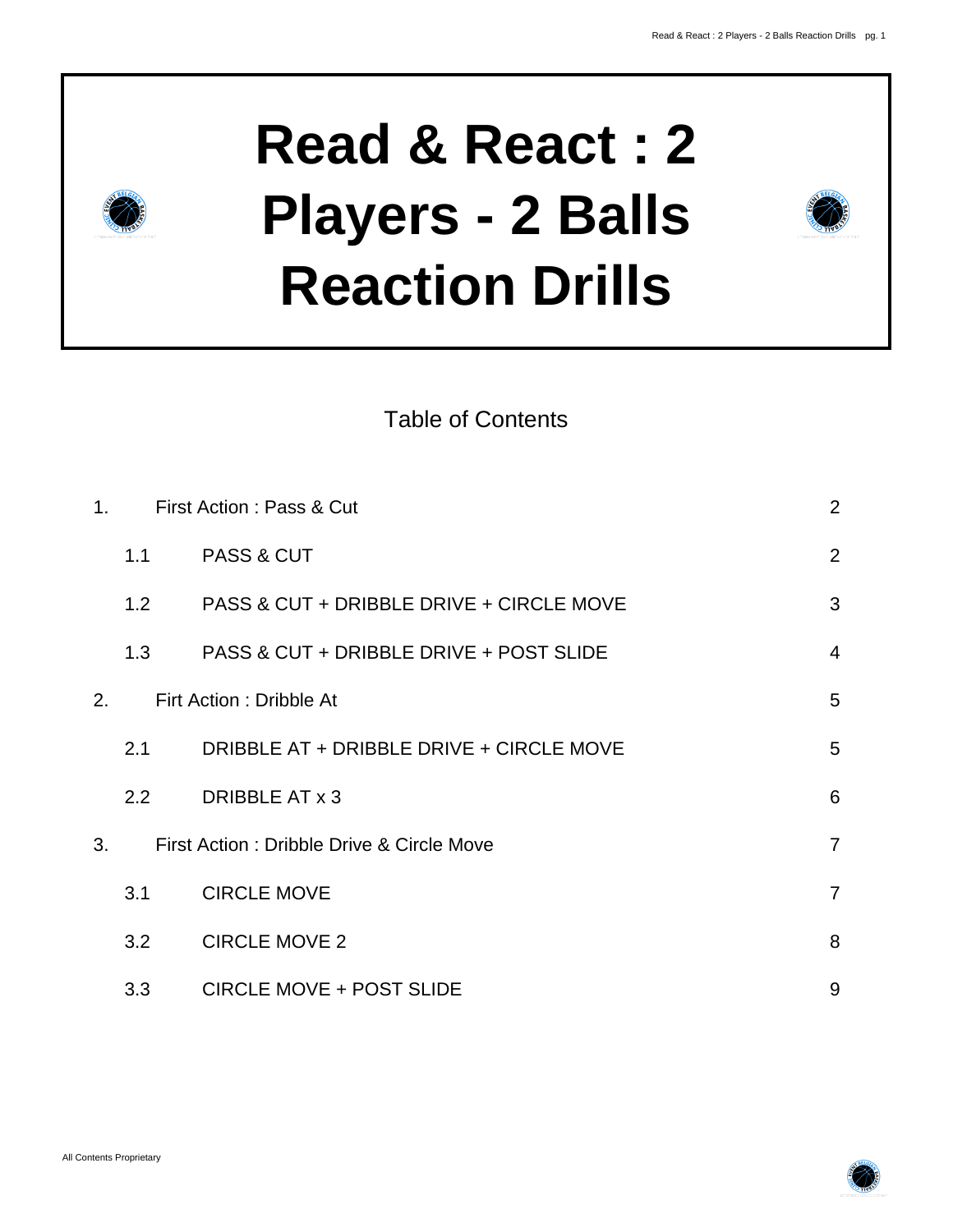# Read & React : 2 Players - 2 Balls Reaction Drills

Table of Contents

| | | |
|---|---|---|
| 1. | First Action : Pass & Cut | 2 |
| 1.1 | PASS & CUT | 2 |
| 1.2 | PASS & CUT + DRIBBLE DRIVE + CIRCLE MOVE | 3 |
| 1.3 | PASS & CUT + DRIBBLE DRIVE + POST SLIDE | 4 |
| 2. | Firt Action : Dribble At | 5 |
| 2.1 | DRIBBLE AT + DRIBBLE DRIVE + CIRCLE MOVE | 5 |
| 2.2 | DRIBBLE AT x 3 | 6 |
| 3. | First Action : Dribble Drive & Circle Move | 7 |
| 3.1 | CIRCLE MOVE | 7 |
| 3.2 | CIRCLE MOVE 2 | 8 |
| 3.3 | CIRCLE MOVE + POST SLIDE | 9 |

All Contents Proprietary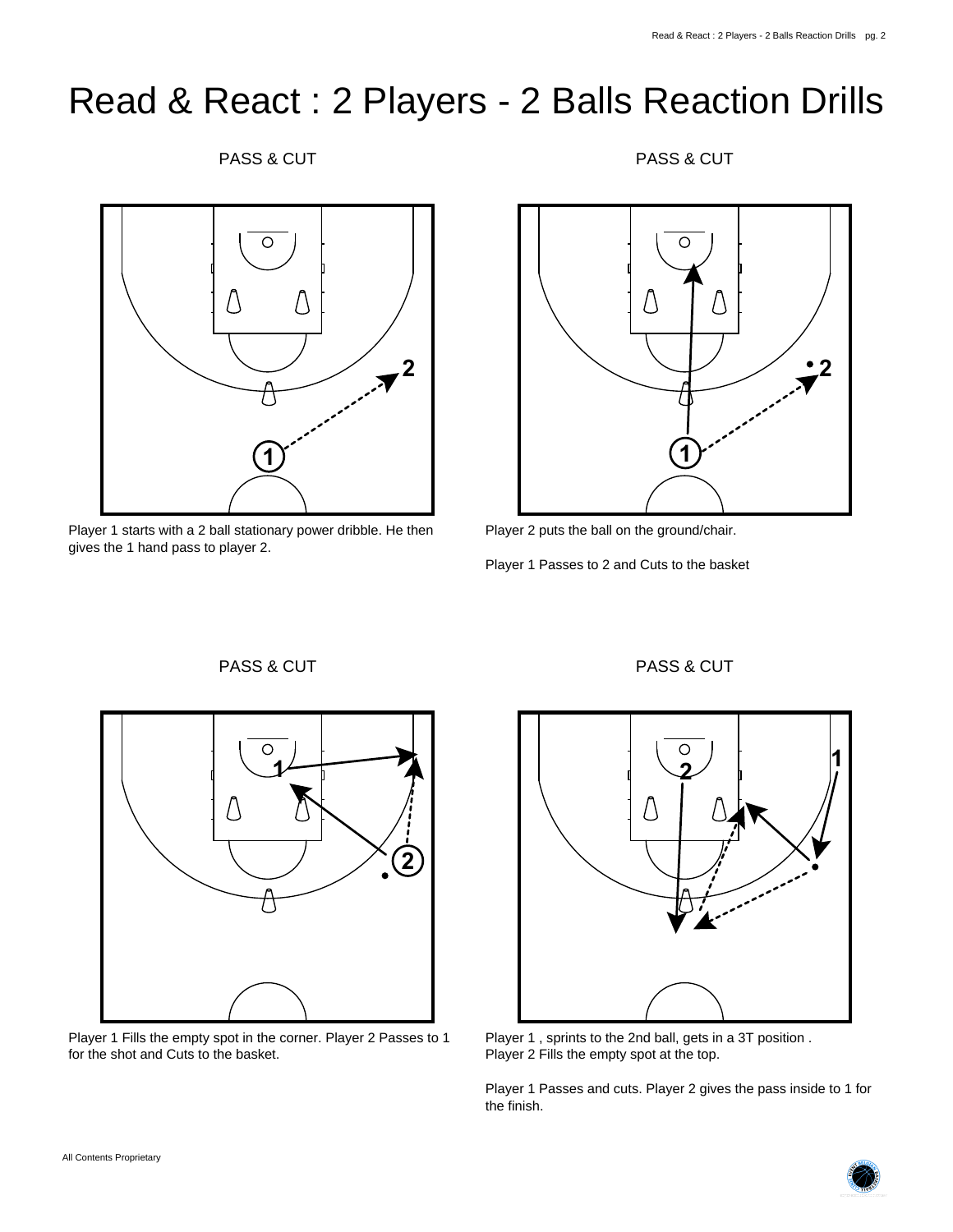# Read & React : 2 Players - 2 Balls Reaction Drills

PASS & CUT

Player 1 starts with a 2 ball stationary power dribble. He then gives the 1 hand pass to player 2.

PASS & CUT

Player 2 puts the ball on the ground/chair.

Player 1 Passes to 2 and Cuts to the basket

PASS & CUT

Player 1 Fills the empty spot in the corner. Player 2 Passes to 1 for the shot and Cuts to the basket.

PASS & CUT

Player 1 , sprints to the 2nd ball, gets in a 3T position .
Player 2 Fills the empty spot at the top.

Player 1 Passes and cuts. Player 2 gives the pass inside to 1 for the finish.

All Contents Proprietary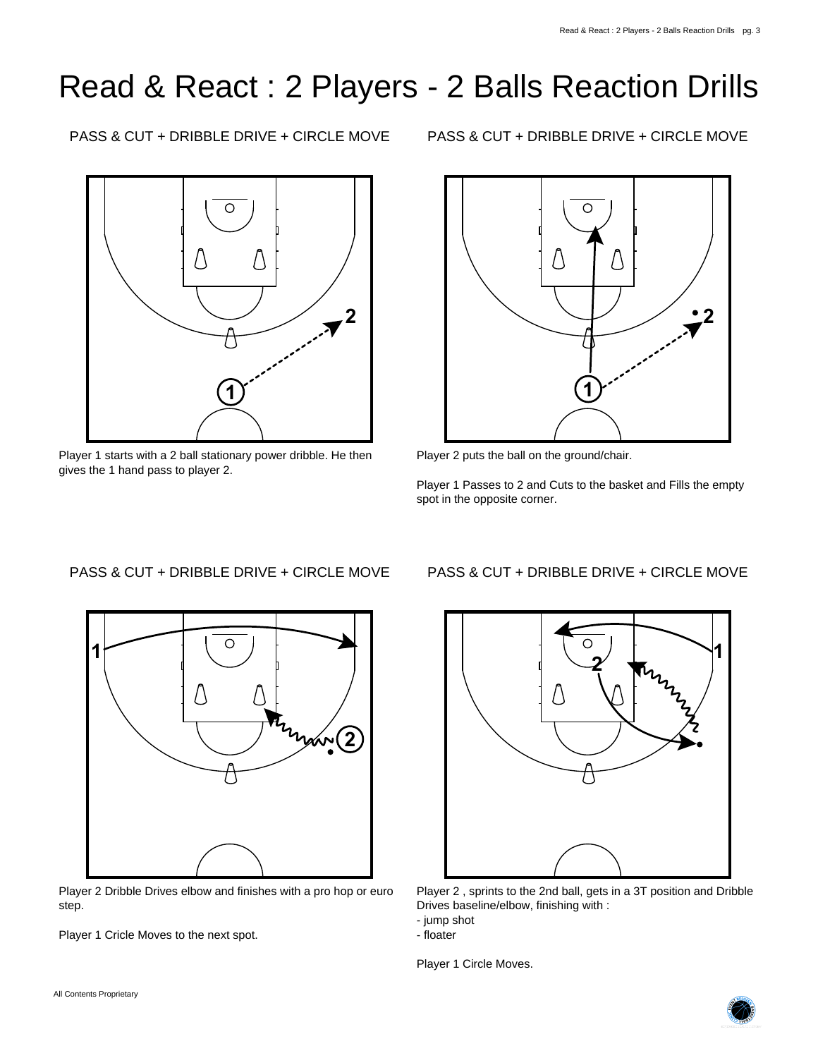# Read & React : 2 Players - 2 Balls Reaction Drills

PASS & CUT + DRIBBLE DRIVE + CIRCLE MOVE

Player 1 starts with a 2 ball stationary power dribble. He then gives the 1 hand pass to player 2.

PASS & CUT + DRIBBLE DRIVE + CIRCLE MOVE

Player 2 puts the ball on the ground/chair.

Player 1 Passes to 2 and Cuts to the basket and Fills the empty spot in the opposite corner.

PASS & CUT + DRIBBLE DRIVE + CIRCLE MOVE

Player 2 Dribble Drives elbow and finishes with a pro hop or euro step.

Player 1 Cricle Moves to the next spot.

PASS & CUT + DRIBBLE DRIVE + CIRCLE MOVE

Player 2 , sprints to the 2nd ball, gets in a 3T position and Dribble Drives baseline/elbow, finishing with :

- jump shot
- floater

Player 1 Circle Moves.

All Contents Proprietary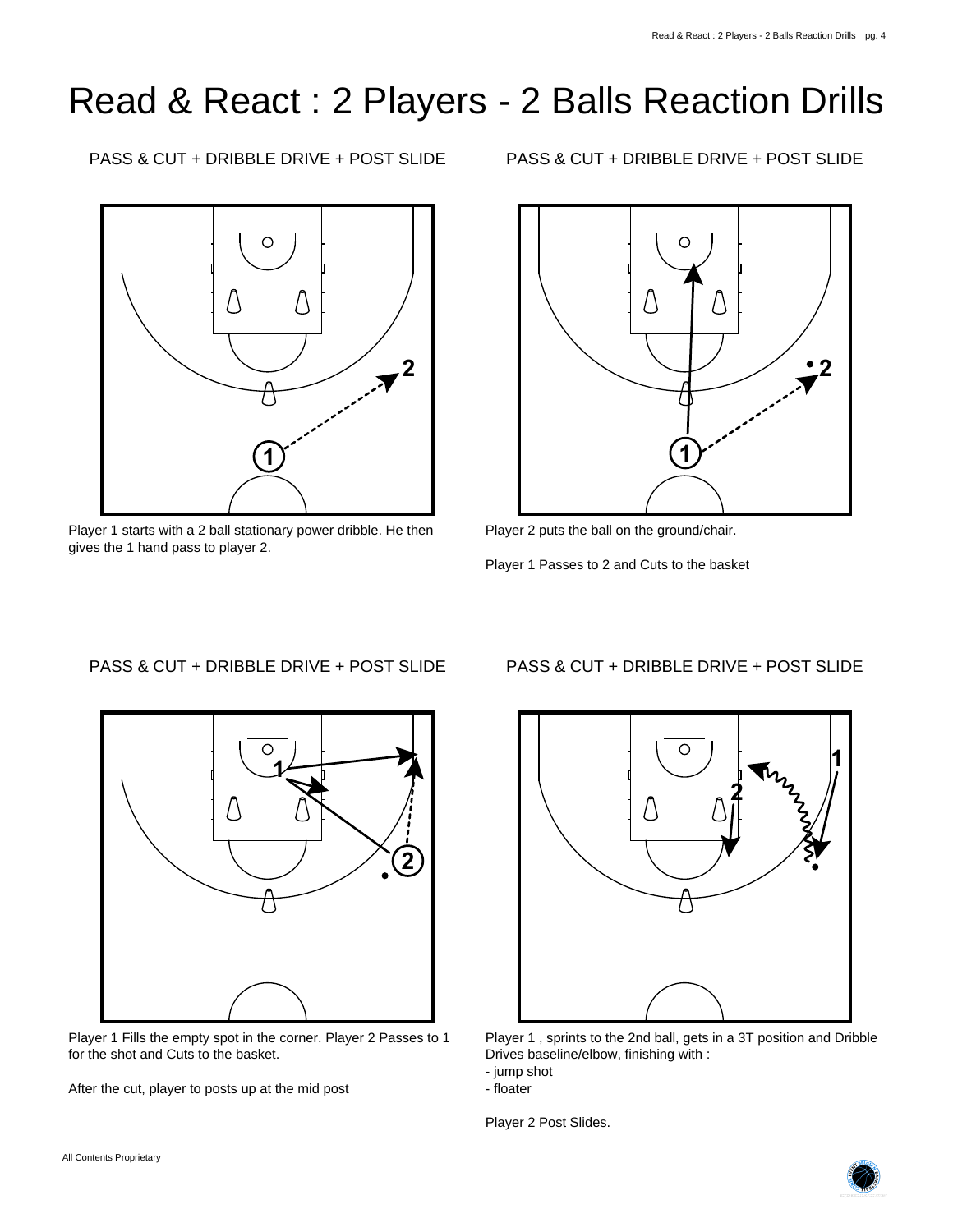# Read & React : 2 Players - 2 Balls Reaction Drills

PASS & CUT + DRIBBLE DRIVE + POST SLIDE

Player 1 starts with a 2 ball stationary power dribble. He then gives the 1 hand pass to player 2.

PASS & CUT + DRIBBLE DRIVE + POST SLIDE

Player 2 puts the ball on the ground/chair.

Player 1 Passes to 2 and Cuts to the basket

PASS & CUT + DRIBBLE DRIVE + POST SLIDE

Player 1 Fills the empty spot in the corner. Player 2 Passes to 1 for the shot and Cuts to the basket.

After the cut, player to posts up at the mid post

PASS & CUT + DRIBBLE DRIVE + POST SLIDE

Player 1 , sprints to the 2nd ball, gets in a 3T position and Dribble Drives baseline/elbow, finishing with :

- jump shot
- floater

Player 2 Post Slides.

All Contents Proprietary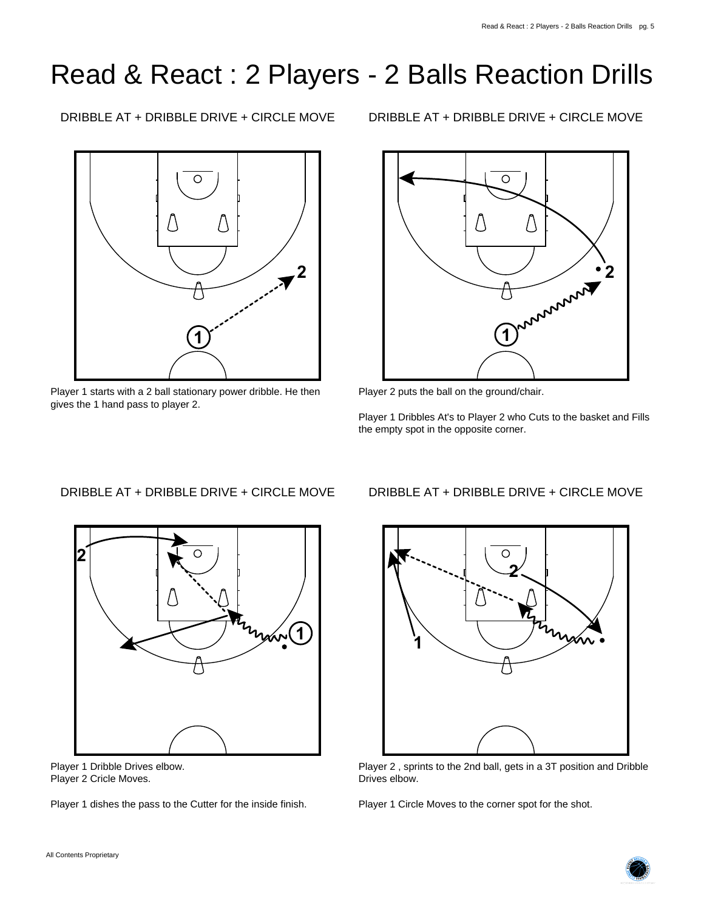# Read & React : 2 Players - 2 Balls Reaction Drills

### DRIBBLE AT + DRIBBLE DRIVE + CIRCLE MOVE

Player 1 starts with a 2 ball stationary power dribble. He then gives the 1 hand pass to player 2.

### DRIBBLE AT + DRIBBLE DRIVE + CIRCLE MOVE

Player 2 puts the ball on the ground/chair.

Player 1 Dribbles At's to Player 2 who Cuts to the basket and Fills the empty spot in the opposite corner.

### DRIBBLE AT + DRIBBLE DRIVE + CIRCLE MOVE

Player 1 Dribble Drives elbow.
Player 2 Cricle Moves.

Player 1 dishes the pass to the Cutter for the inside finish.

### DRIBBLE AT + DRIBBLE DRIVE + CIRCLE MOVE

Player 2 , sprints to the 2nd ball, gets in a 3T position and Dribble Drives elbow.

Player 1 Circle Moves to the corner spot for the shot.

All Contents Proprietary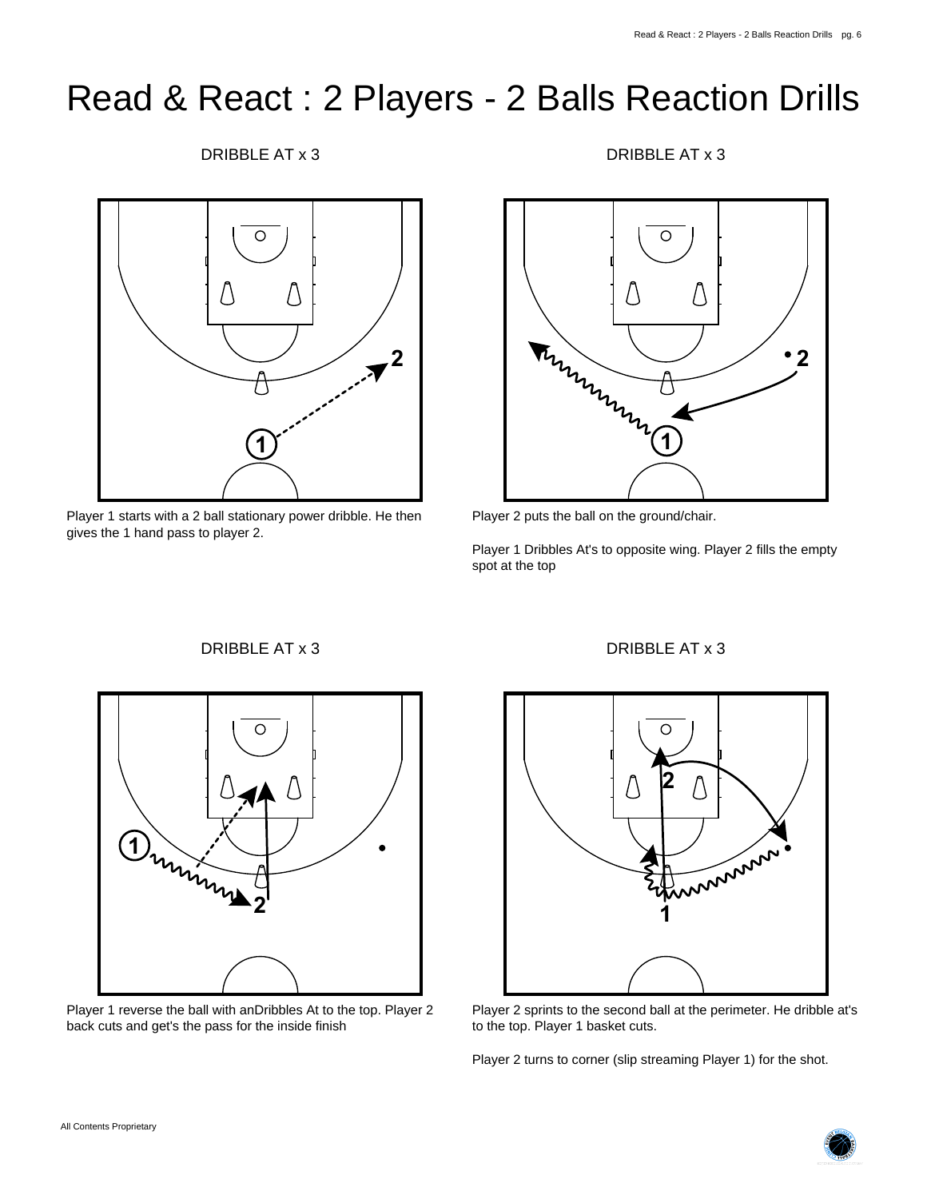# Read & React : 2 Players - 2 Balls Reaction Drills

DRIBBLE AT x 3

Player 1 starts with a 2 ball stationary power dribble. He then gives the 1 hand pass to player 2.

DRIBBLE AT x 3

Player 2 puts the ball on the ground/chair.

Player 1 Dribbles At's to opposite wing. Player 2 fills the empty spot at the top

DRIBBLE AT x 3

Player 1 reverse the ball with anDribbles At to the top. Player 2 back cuts and get's the pass for the inside finish

DRIBBLE AT x 3

Player 2 sprints to the second ball at the perimeter. He dribble at's to the top. Player 1 basket cuts.

Player 2 turns to corner (slip streaming Player 1) for the shot.

All Contents Proprietary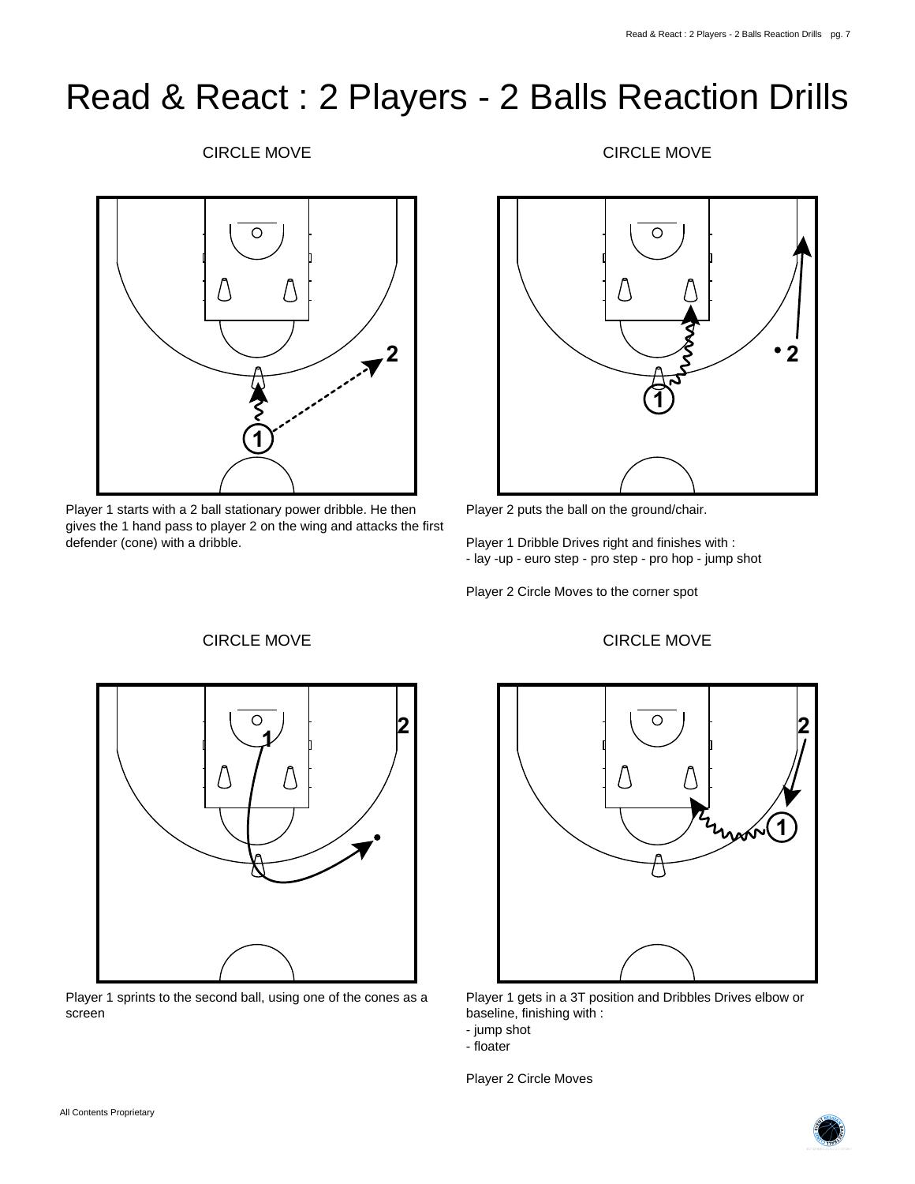# Read & React : 2 Players - 2 Balls Reaction Drills

### CIRCLE MOVE

Player 1 starts with a 2 ball stationary power dribble. He then gives the 1 hand pass to player 2 on the wing and attacks the first defender (cone) with a dribble.

### CIRCLE MOVE

Player 2 puts the ball on the ground/chair.

Player 1 Dribble Drives right and finishes with :
- lay -up - euro step - pro step - pro hop - jump shot

Player 2 Circle Moves to the corner spot

### CIRCLE MOVE

Player 1 sprints to the second ball, using one of the cones as a screen

### CIRCLE MOVE

Player 1 gets in a 3T position and Dribbles Drives elbow or baseline, finishing with :
- jump shot
- floater

Player 2 Circle Moves

All Contents Proprietary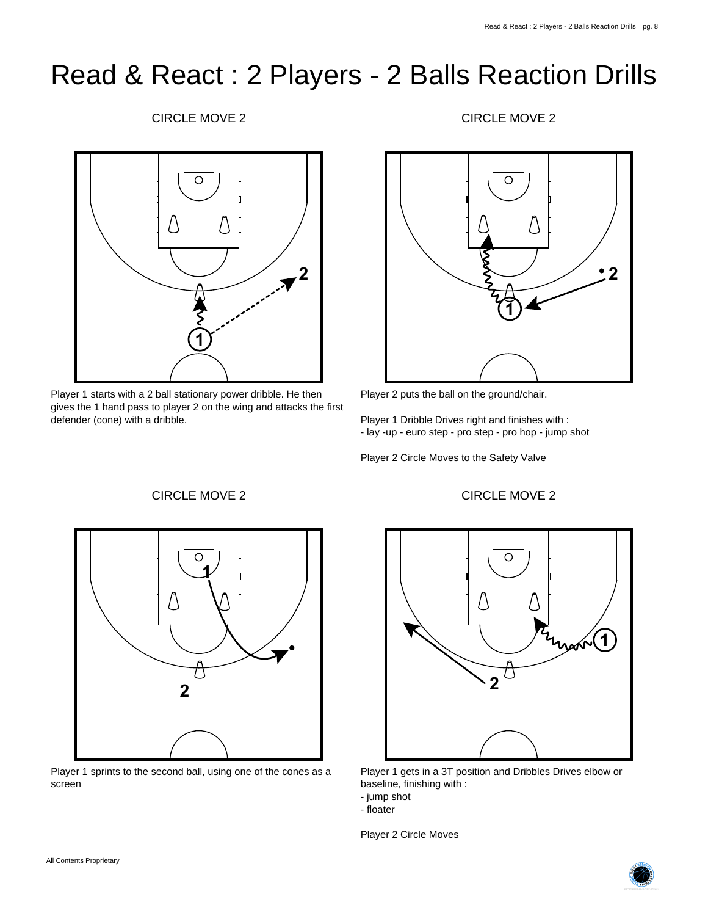# Read & React : 2 Players - 2 Balls Reaction Drills

### CIRCLE MOVE 2

Player 1 starts with a 2 ball stationary power dribble. He then gives the 1 hand pass to player 2 on the wing and attacks the first defender (cone) with a dribble.

### CIRCLE MOVE 2

Player 2 puts the ball on the ground/chair.

Player 1 Dribble Drives right and finishes with :
- lay -up - euro step - pro step - pro hop - jump shot

Player 2 Circle Moves to the Safety Valve

### CIRCLE MOVE 2

Player 1 sprints to the second ball, using one of the cones as a screen

### CIRCLE MOVE 2

Player 1 gets in a 3T position and Dribbles Drives elbow or baseline, finishing with :
- jump shot
- floater

Player 2 Circle Moves

All Contents Proprietary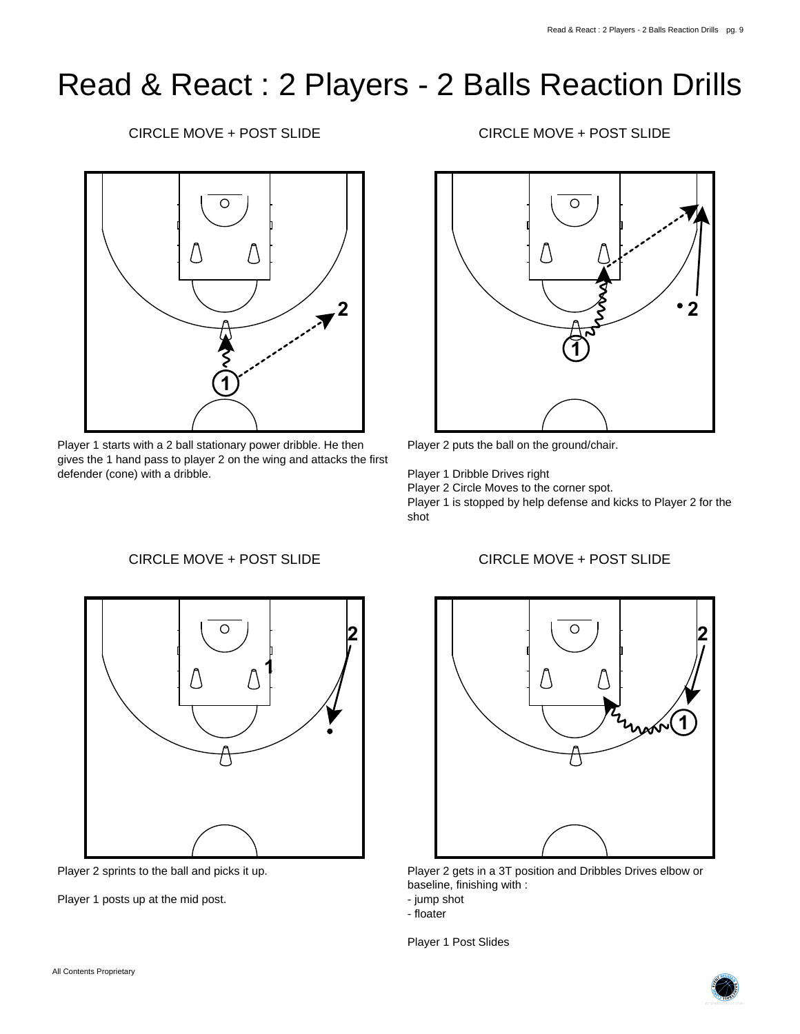# Read & React : 2 Players - 2 Balls Reaction Drills

### CIRCLE MOVE + POST SLIDE

2

1

Player 1 starts with a 2 ball stationary power dribble. He then gives the 1 hand pass to player 2 on the wing and attacks the first defender (cone) with a dribble.

### CIRCLE MOVE + POST SLIDE

2

1

Player 2 puts the ball on the ground/chair.

Player 1 Dribble Drives right
Player 2 Circle Moves to the corner spot.
Player 1 is stopped by help defense and kicks to Player 2 for the shot

### CIRCLE MOVE + POST SLIDE

2

1

Player 2 sprints to the ball and picks it up.

Player 1 posts up at the mid post.

### CIRCLE MOVE + POST SLIDE

2

1

Player 2 gets in a 3T position and Dribbles Drives elbow or baseline, finishing with :
- jump shot
- floater

Player 1 Post Slides

All Contents Proprietary